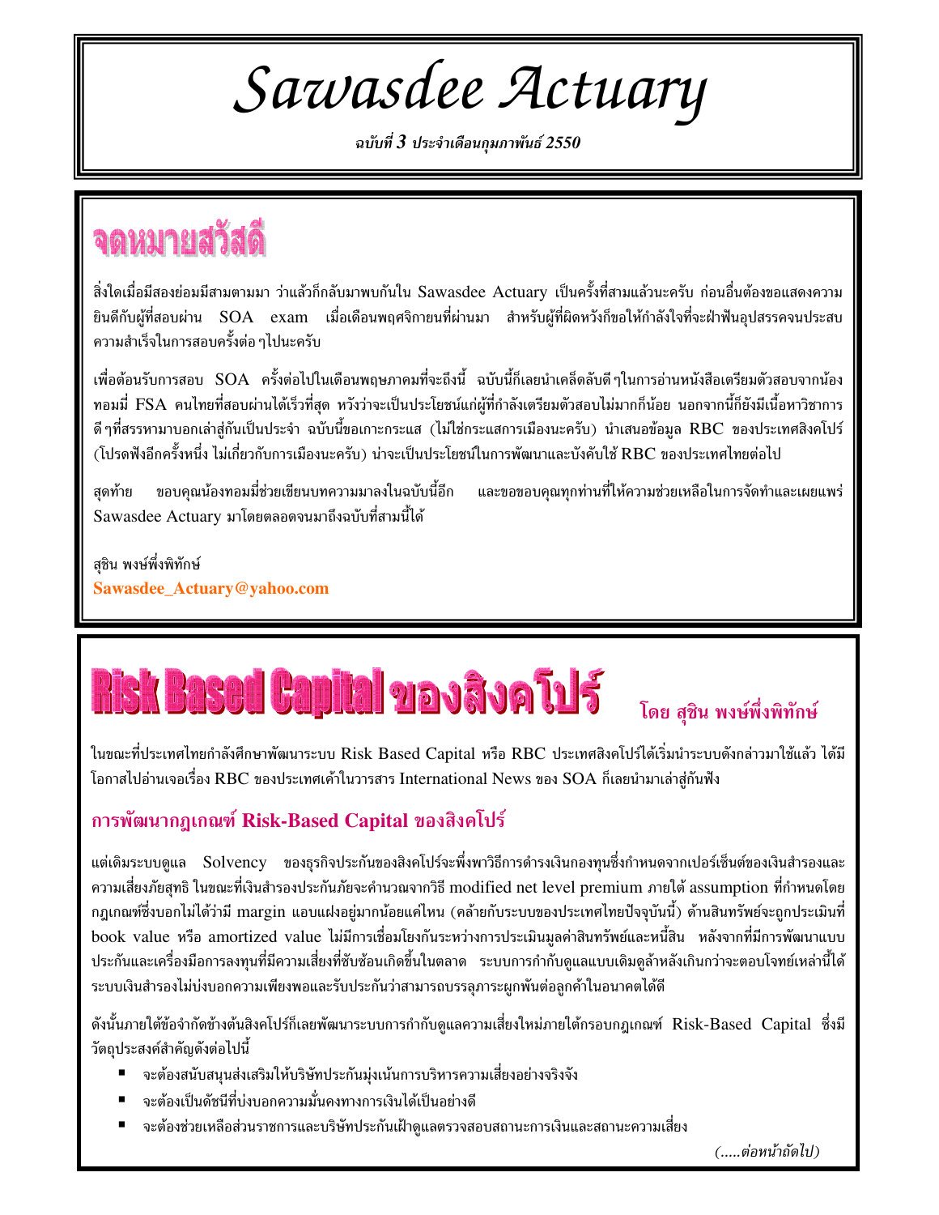# Sawasdee Actuary

*ฉบับที่ 3 ประจำเดือนกุมภาพันธ์ 2550*

## จดหมายสวัสดี

สิ่งใดเมื่อมีสองย่อมมีสามตามมา ว่าแล้วก็กลับมาพบกันใน Sawasdee Actuary เป็นครั้งที่สามแล้วนะครับ ก่อนอื่นต้องขอแสดงความยินดีกับผู้ที่สอบผ่าน SOA exam เมื่อเดือนพฤศจิกายนที่ผ่านมา สำหรับผู้ที่ผิดหวังก็ขอให้กำลังใจที่จะฝ่าฟันอุปสรรคจนประสบความสำเร็จในการสอบครั้งต่อๆไปนะครับ

เพื่อต้อนรับการสอบ SOA ครั้งต่อไปในเดือนพฤษภาคมที่จะถึงนี้ ฉบับนี้ก็เลยนำเคล็ดลับดีๆในการอ่านหนังสือเตรียมตัวสอบจากน้องทอมมี่ FSA คนไทยที่สอบผ่านได้เร็วที่สุด หวังว่าจะเป็นประโยชน์แก่ผู้ที่กำลังเตรียมตัวสอบไม่มากก็น้อย นอกจากนี้ก็ยังมีเนื้อหาวิชาการดีๆที่สรรหามาบอกเล่าสู่กันเป็นประจำ ฉบับนี้ขอเกาะกระแส (ไม่ใช่กระแสการเมืองนะครับ) นำเสนอข้อมูล RBC ของประเทศสิงคโปร์ (โปรดฟังอีกครั้งหนึ่ง ไม่เกี่ยวกับการเมืองนะครับ) น่าจะเป็นประโยชน์ในการพัฒนาและบังคับใช้ RBC ของประเทศไทยต่อไป

สุดท้าย ขอบคุณน้องทอมมี่ช่วยเขียนบทความมาลงในฉบับนี้อีก และขอขอบคุณทุกท่านที่ให้ความช่วยเหลือในการจัดทำและเผยแพร่ Sawasdee Actuary มาโดยตลอดจนมาถึงฉบับที่สามนี้ได้

สุชิน พงษ์พึ่งพิทักษ์
**Sawasdee_Actuary@yahoo.com**

## Risk Based Capital ของสิงคโปร์

**โดย สุชิน พงษ์พึ่งพิทักษ์**

ในขณะที่ประเทศไทยกำลังศึกษาพัฒนาระบบ Risk Based Capital หรือ RBC ประเทศสิงคโปร์ได้เริ่มนำระบบดังกล่าวมาใช้แล้ว ได้มีโอกาสไปอ่านเจอเรื่อง RBC ของประเทศเค้าในวารสาร International News ของ SOA ก็เลยนำมาเล่าสู่กันฟัง

### การพัฒนากฎเกณฑ์ Risk-Based Capital ของสิงคโปร์

แต่เดิมระบบดูแล Solvency ของธุรกิจประกันของสิงคโปร์จะพึ่งพาวิธีการดำรงเงินกองทุนซึ่งกำหนดจากเปอร์เซ็นต์ของเงินสำรองและความเสี่ยงภัยสุทธิ ในขณะที่เงินสำรองประกันภัยจะคำนวณจากวิธี modified net level premium ภายใต้ assumption ที่กำหนดโดยกฎเกณฑ์ซึ่งบอกไม่ได้ว่ามี margin แอบแฝงอยู่มากน้อยแค่ไหน (คล้ายกับระบบของประเทศไทยปัจจุบันนี้) ด้านสินทรัพย์จะถูกประเมินที่ book value หรือ amortized value ไม่มีการเชื่อมโยงกันระหว่างการประเมินมูลค่าสินทรัพย์และหนี้สิน หลังจากที่มีการพัฒนาแบบประกันและเครื่องมือการลงทุนที่มีความเสี่ยงที่ซับซ้อนเกิดขึ้นในตลาด ระบบการกำกับดูแลแบบเดิมดูล้าหลังเกินกว่าจะตอบโจทย์เหล่านี้ได้ ระบบเงินสำรองไม่บ่งบอกความเพียงพอและรับประกันว่าสามารถบรรลุภาระผูกพันต่อลูกค้าในอนาคตได้ดี

ดังนั้นภายใต้ข้อจำกัดข้างต้นสิงคโปร์ก็เลยพัฒนาระบบการกำกับดูแลความเสี่ยงใหม่ภายใต้กรอบกฎเกณฑ์ Risk-Based Capital ซึ่งมีวัตถุประสงค์สำคัญดังต่อไปนี้

- จะต้องสนับสนุนส่งเสริมให้บริษัทประกันมุ่งเน้นการบริหารความเสี่ยงอย่างจริงจัง
- จะต้องเป็นดัชนีที่บ่งบอกความมั่นคงทางการเงินได้เป็นอย่างดี
- จะต้องช่วยเหลือส่วนราชการและบริษัทประกันเฝ้าดูแลตรวจสอบสถานะการเงินและสถานะความเสี่ยง

*(.....ต่อหน้าถัดไป)*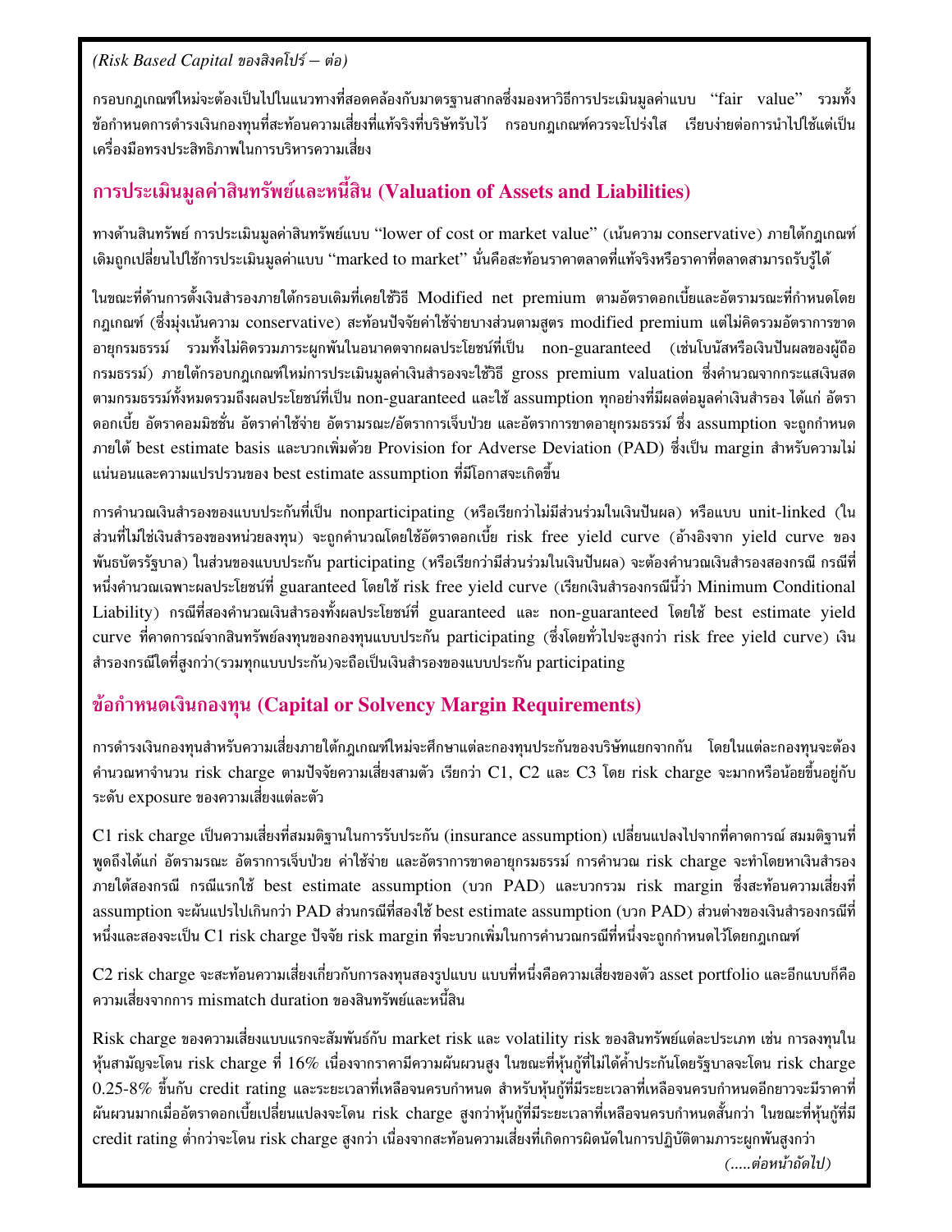*(Risk Based Capital ของสิงคโปร์ – ต่อ)*

กรอบกฎเกณฑ์ใหม่จะต้องเป็นไปในแนวทางที่สอดคล้องกับมาตรฐานสากลซึ่งมองหาวิธีการประเมินมูลค่าแบบ "fair value" รวมทั้งข้อกำหนดการดำรงเงินกองทุนที่สะท้อนความเสี่ยงที่แท้จริงที่บริษัทรับไว้ กรอบกฎเกณฑ์ควรจะโปร่งใส เรียบง่ายต่อการนำไปใช้แต่เป็นเครื่องมือทรงประสิทธิภาพในการบริหารความเสี่ยง

## การประเมินมูลค่าสินทรัพย์และหนี้สิน (Valuation of Assets and Liabilities)

ทางด้านสินทรัพย์ การประเมินมูลค่าสินทรัพย์แบบ "lower of cost or market value" (เน้นความ conservative) ภายใต้กฎเกณฑ์เดิมถูกเปลี่ยนไปใช้การประเมินมูลค่าแบบ "marked to market" นั่นคือสะท้อนราคาตลาดที่แท้จริงหรือราคาที่ตลาดสามารถรับรู้ได้

ในขณะที่ด้านการตั้งเงินสำรองภายใต้กรอบเดิมที่เคยใช้วิธี Modified net premium ตามอัตราดอกเบี้ยและอัตรามรณะที่กำหนดโดยกฎเกณฑ์ (ซึ่งมุ่งเน้นความ conservative) สะท้อนปัจจัยค่าใช้จ่ายบางส่วนตามสูตร modified premium แต่ไม่คิดรวมอัตราการขาดอายุกรมธรรม์ รวมทั้งไม่คิดรวมภาระผูกพันในอนาคตจากผลประโยชน์ที่เป็น non-guaranteed (เช่นโบนัสหรือเงินปันผลของผู้ถือกรมธรรม์) ภายใต้กรอบกฎเกณฑ์ใหม่การประเมินมูลค่าเงินสำรองจะใช้วิธี gross premium valuation ซึ่งคำนวณจากกระแสเงินสดตามกรมธรรม์ทั้งหมดรวมถึงผลประโยชน์ที่เป็น non-guaranteed และใช้ assumption ทุกอย่างที่มีผลต่อมูลค่าเงินสำรอง ได้แก่ อัตราดอกเบี้ย อัตราคอมมิชชั่น อัตราค่าใช้จ่าย อัตรามรณะ/อัตราการเจ็บป่วย และอัตราการขาดอายุกรมธรรม์ ซึ่ง assumption จะถูกกำหนดภายใต้ best estimate basis และบวกเพิ่มด้วย Provision for Adverse Deviation (PAD) ซึ่งเป็น margin สำหรับความไม่แน่นอนและความแปรปรวนของ best estimate assumption ที่มีโอกาสจะเกิดขึ้น

การคำนวณเงินสำรองของแบบประกันที่เป็น nonparticipating (หรือเรียกว่าไม่มีส่วนร่วมในเงินปันผล) หรือแบบ unit-linked (ในส่วนที่ไม่ใช่เงินสำรองของหน่วยลงทุน) จะถูกคำนวณโดยใช้อัตราดอกเบี้ย risk free yield curve (อ้างอิงจาก yield curve ของพันธบัตรรัฐบาล) ในส่วนของแบบประกัน participating (หรือเรียกว่ามีส่วนร่วมในเงินปันผล) จะต้องคำนวณเงินสำรองสองกรณี กรณีที่หนึ่งคำนวณเฉพาะผลประโยชน์ที่ guaranteed โดยใช้ risk free yield curve (เรียกเงินสำรองกรณีนี้ว่า Minimum Conditional Liability) กรณีที่สองคำนวณเงินสำรองทั้งผลประโยชน์ที่ guaranteed และ non-guaranteed โดยใช้ best estimate yield curve ที่คาดการณ์จากสินทรัพย์ลงทุนของกองทุนแบบประกัน participating (ซึ่งโดยทั่วไปจะสูงกว่า risk free yield curve) เงินสำรองกรณีใดที่สูงกว่า(รวมทุกแบบประกัน)จะถือเป็นเงินสำรองของแบบประกัน participating

## ข้อกำหนดเงินกองทุน (Capital or Solvency Margin Requirements)

การดำรงเงินกองทุนสำหรับความเสี่ยงภายใต้กฎเกณฑ์ใหม่จะศึกษาแต่ละกองทุนประกันของบริษัทแยกจากกัน โดยในแต่ละกองทุนจะต้องคำนวณหาจำนวน risk charge ตามปัจจัยความเสี่ยงสามตัว เรียกว่า C1, C2 และ C3 โดย risk charge จะมากหรือน้อยขึ้นอยู่กับระดับ exposure ของความเสี่ยงแต่ละตัว

C1 risk charge เป็นความเสี่ยงที่สมมติฐานในการรับประกัน (insurance assumption) เปลี่ยนแปลงไปจากที่คาดการณ์ สมมติฐานที่พูดถึงได้แก่ อัตรามรณะ อัตราการเจ็บป่วย ค่าใช้จ่าย และอัตราการขาดอายุกรมธรรม์ การคำนวณ risk charge จะทำโดยหาเงินสำรองภายใต้สองกรณี กรณีแรกใช้ best estimate assumption (บวก PAD) และบวกรวม risk margin ซึ่งสะท้อนความเสี่ยงที่ assumption จะผันแปรไปเกินกว่า PAD ส่วนกรณีที่สองใช้ best estimate assumption (บวก PAD) ส่วนต่างของเงินสำรองกรณีที่หนึ่งและสองจะเป็น C1 risk charge ปัจจัย risk margin ที่จะบวกเพิ่มในการคำนวณกรณีที่หนึ่งจะถูกกำหนดไว้โดยกฎเกณฑ์

C2 risk charge จะสะท้อนความเสี่ยงเกี่ยวกับการลงทุนสองรูปแบบ แบบที่หนึ่งคือความเสี่ยงของตัว asset portfolio และอีกแบบก็คือความเสี่ยงจากการ mismatch duration ของสินทรัพย์และหนี้สิน

Risk charge ของความเสี่ยงแบบแรกจะสัมพันธ์กับ market risk และ volatility risk ของสินทรัพย์แต่ละประเภท เช่น การลงทุนในหุ้นสามัญจะโดน risk charge ที่ 16% เนื่องจากราคามีความผันผวนสูง ในขณะที่หุ้นกู้ที่ไม่ได้ค้ำประกันโดยรัฐบาลจะโดน risk charge 0.25-8% ขึ้นกับ credit rating และระยะเวลาที่เหลือจนครบกำหนด สำหรับหุ้นกู้ที่มีระยะเวลาที่เหลือจนครบกำหนดอีกยาวจะมีราคาที่ผันผวนมากเมื่ออัตราดอกเบี้ยเปลี่ยนแปลงจะโดน risk charge สูงกว่าหุ้นกู้ที่มีระยะเวลาที่เหลือจนครบกำหนดสั้นกว่า ในขณะที่หุ้นกู้ที่มี credit rating ต่ำกว่าจะโดน risk charge สูงกว่า เนื่องจากสะท้อนความเสี่ยงที่เกิดการผิดนัดในการปฏิบัติตามภาระผูกพันสูงกว่า

*(.....ต่อหน้าถัดไป)*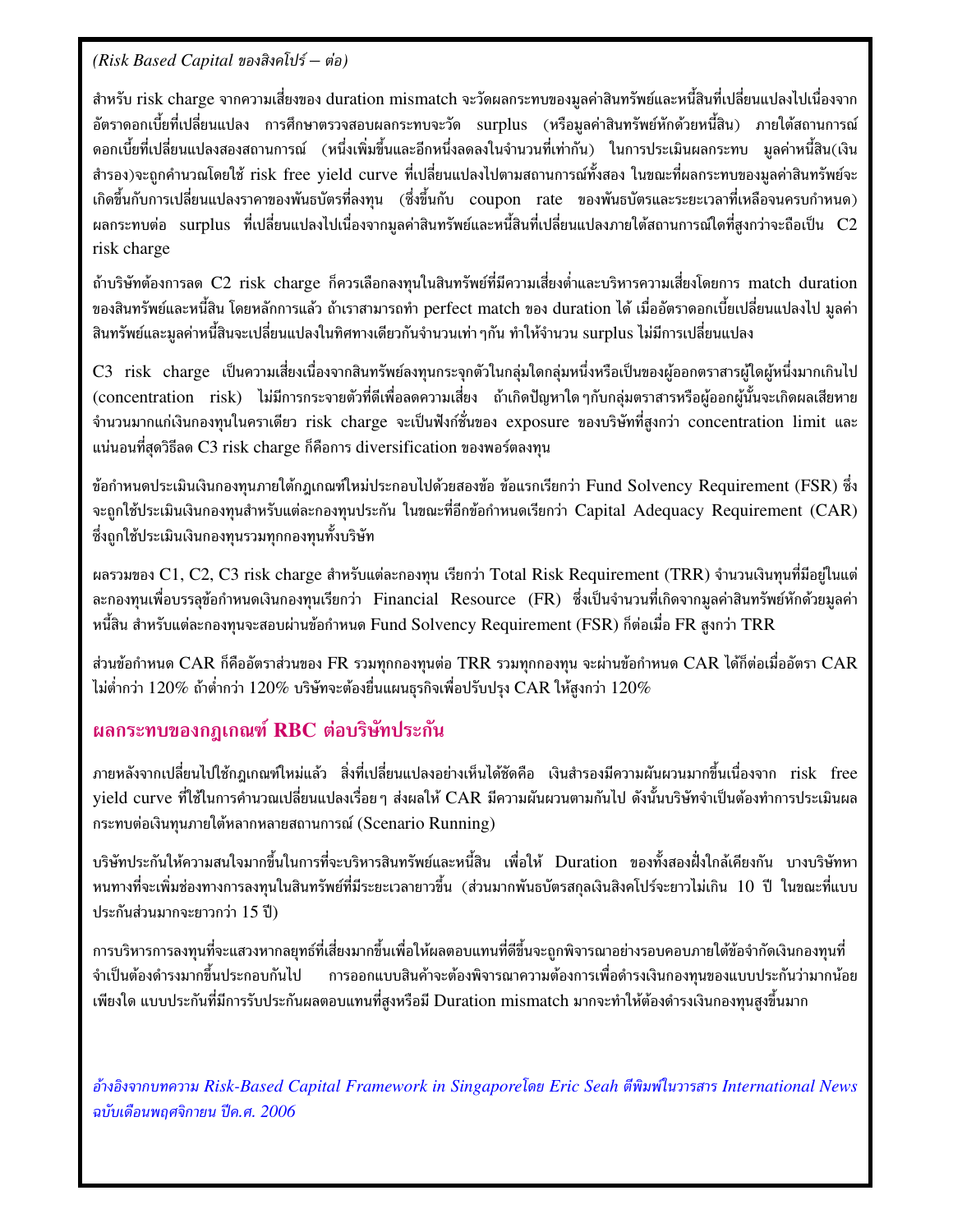*(Risk Based Capital ของสิงคโปร์ – ต่อ)*

สำหรับ risk charge จากความเสี่ยงของ duration mismatch จะวัดผลกระทบของมูลค่าสินทรัพย์และหนี้สินที่เปลี่ยนแปลงไปเนื่องจากอัตราดอกเบี้ยที่เปลี่ยนแปลง การศึกษาตรวจสอบผลกระทบจะวัด surplus (หรือมูลค่าสินทรัพย์หักด้วยหนี้สิน) ภายใต้สถานการณ์ดอกเบี้ยที่เปลี่ยนแปลงสองสถานการณ์ (หนึ่งเพิ่มขึ้นและอีกหนึ่งลดลงในจำนวนที่เท่ากัน) ในการประเมินผลกระทบ มูลค่าหนี้สิน(เงินสำรอง)จะถูกคำนวณโดยใช้ risk free yield curve ที่เปลี่ยนแปลงไปตามสถานการณ์ทั้งสอง ในขณะที่ผลกระทบของมูลค่าสินทรัพย์จะเกิดขึ้นกับการเปลี่ยนแปลงราคาของพันธบัตรที่ลงทุน (ซึ่งขึ้นกับ coupon rate ของพันธบัตรและระยะเวลาที่เหลือจนครบกำหนด) ผลกระทบต่อ surplus ที่เปลี่ยนแปลงไปเนื่องจากมูลค่าสินทรัพย์และหนี้สินที่เปลี่ยนแปลงภายใต้สถานการณ์ใดที่สูงกว่าจะถือเป็น C2 risk charge

ถ้าบริษัทต้องการลด C2 risk charge ก็ควรเลือกลงทุนในสินทรัพย์ที่มีความเสี่ยงต่ำและบริหารความเสี่ยงโดยการ match duration ของสินทรัพย์และหนี้สิน โดยหลักการแล้ว ถ้าเราสามารถทำ perfect match ของ duration ได้ เมื่ออัตราดอกเบี้ยเปลี่ยนแปลงไป มูลค่าสินทรัพย์และมูลค่าหนี้สินจะเปลี่ยนแปลงในทิศทางเดียวกันในจำนวนเท่าๆกัน ทำให้จำนวน surplus ไม่มีการเปลี่ยนแปลง

C3 risk charge เป็นความเสี่ยงเนื่องจากสินทรัพย์ลงทุนกระจุกตัวในกลุ่มใดกลุ่มหนึ่งหรือเป็นของผู้ออกตราสารผู้ใดผู้หนึ่งมากเกินไป (concentration risk) ไม่มีการกระจายตัวที่ดีเพื่อลดความเสี่ยง ถ้าเกิดปัญหาใดๆกับกลุ่มตราสารหรือผู้ออกผู้นั้นจะเกิดผลเสียหายจำนวนมากแก่เงินกองทุนในคราเดียว risk charge จะเป็นฟังก์ชั่นของ exposure ของบริษัทที่สูงกว่า concentration limit และแน่นอนที่สุดวิธีลด C3 risk charge ก็คือการ diversification ของพอร์ตลงทุน

ข้อกำหนดประเมินเงินกองทุนภายใต้กฎเกณฑ์ใหม่ประกอบไปด้วยสองข้อ ข้อแรกเรียกว่า Fund Solvency Requirement (FSR) ซึ่งจะถูกใช้ประเมินเงินกองทุนสำหรับแต่ละกองทุนประกัน ในขณะที่อีกข้อกำหนดเรียกว่า Capital Adequacy Requirement (CAR) ซึ่งถูกใช้ประเมินเงินกองทุนรวมทุกกองทุนทั้งบริษัท

ผลรวมของ C1, C2, C3 risk charge สำหรับแต่ละกองทุน เรียกว่า Total Risk Requirement (TRR) จำนวนเงินทุนที่มีอยู่ในแต่ละกองทุนเพื่อบรรลุข้อกำหนดเงินกองทุนเรียกว่า Financial Resource (FR) ซึ่งเป็นจำนวนที่เกิดจากมูลค่าสินทรัพย์หักด้วยมูลค่าหนี้สิน สำหรับแต่ละกองทุนจะสอบผ่านข้อกำหนด Fund Solvency Requirement (FSR) ก็ต่อเมื่อ FR สูงกว่า TRR

ส่วนข้อกำหนด CAR ก็คืออัตราส่วนของ FR รวมทุกกองทุนต่อ TRR รวมทุกกองทุน จะผ่านข้อกำหนด CAR ได้ก็ต่อเมื่ออัตรา CAR ไม่ต่ำกว่า 120% ถ้าต่ำกว่า 120% บริษัทจะต้องยื่นแผนธุรกิจเพื่อปรับปรุง CAR ให้สูงกว่า 120%

## ผลกระทบของกฎเกณฑ์ RBC ต่อบริษัทประกัน

ภายหลังจากเปลี่ยนไปใช้กฎเกณฑ์ใหม่แล้ว สิ่งที่เปลี่ยนแปลงอย่างเห็นได้ชัดคือ เงินสำรองมีความผันผวนมากขึ้นเนื่องจาก risk free yield curve ที่ใช้ในการคำนวณเปลี่ยนแปลงเรื่อยๆ ส่งผลให้ CAR มีความผันผวนตามกันไป ดังนั้นบริษัทจำเป็นต้องทำการประเมินผลกระทบต่อเงินทุนภายใต้หลากหลายสถานการณ์ (Scenario Running)

บริษัทประกันให้ความสนใจมากขึ้นในการที่จะบริหารสินทรัพย์และหนี้สิน เพื่อให้ Duration ของทั้งสองฝั่งใกล้เคียงกัน บางบริษัทหาหนทางที่จะเพิ่มช่องทางการลงทุนในสินทรัพย์ที่มีระยะเวลายาวขึ้น (ส่วนมากพันธบัตรสกุลเงินสิงคโปร์จะยาวไม่เกิน 10 ปี ในขณะที่แบบประกันส่วนมากจะยาวกว่า 15 ปี)

การบริหารการลงทุนที่จะแสวงหากลยุทธ์ที่เสี่ยงมากขึ้นเพื่อให้ผลตอบแทนที่ดีขึ้นจะถูกพิจารณาอย่างรอบคอบภายใต้ข้อจำกัดเงินกองทุนที่จำเป็นต้องดำรงมากขึ้นประกอบกันไป การออกแบบสินค้าจะต้องพิจารณาความต้องการเพื่อดำรงเงินกองทุนของแบบประกันว่ามากน้อยเพียงใด แบบประกันที่มีการรับประกันผลตอบแทนที่สูงหรือมี Duration mismatch มากจะทำให้ต้องดำรงเงินกองทุนสูงขึ้นมาก

*อ้างอิงจากบทความ Risk-Based Capital Framework in Singaporeโดย Eric Seah ตีพิมพ์ในวารสาร International News ฉบับเดือนพฤศจิกายน ปีค.ศ. 2006*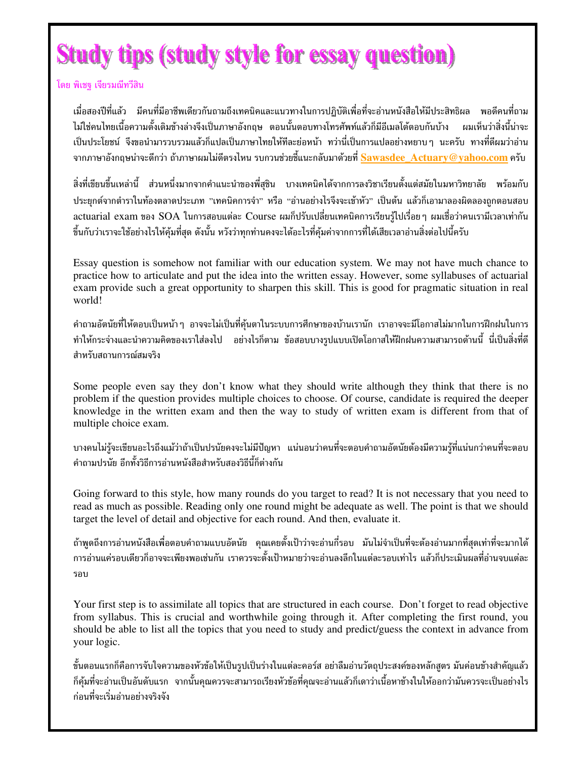# Study tips (study style for essay question)

โดย พิเชฐ เจียรมณีทวีสิน

เมื่อสองปีที่แล้ว มีคนที่มีอาชีพเดียวกันถามถึงเทคนิคและแนวทางในการปฏิบัติเพื่อที่จะอ่านหนังสือให้มีประสิทธิผล พอดีคนที่ถามไม่ใช่คนไทยเนื้อความดั้งเดิมข้างล่างจึงเป็นภาษาอังกฤษ ตอนนั้นตอบทางโทรศัพท์แล้วก็มีอีเมลโต้ตอบกันบ้าง ผมเห็นว่าสิ่งนี้น่าจะเป็นประโยชน์ จึงขอนำมารวบรวมแล้วก็แปลเป็นภาษาไทยให้ทีละย่อหน้า ทว่านี่เป็นการแปลอย่างหยาบๆ นะครับ ทางที่ดีผมว่าอ่านจากภาษาอังกฤษน่าจะดีกว่า ถ้าภาษาผมไม่ดีตรงไหน รบกวนช่วยชี้แนะกลับมาด้วยที่ **Sawasdee_Actuary@yahoo.com** ครับ

สิ่งที่เขียนขึ้นเหล่านี้ ส่วนหนึ่งมากจากคำแนะนำของพี่สุชิน บางเทคนิคได้จากการลงวิชาเรียนตั้งแต่สมัยในมหาวิทยาลัย พร้อมกับประยุกต์จากตำราในท้องตลาดประเภท "เทคนิคการจำ" หรือ "อ่านอย่างไรจึงจะเข้าหัว" เป็นต้น แล้วก็เอามาลองผิดลองถูกตอนสอบ actuarial exam ของ SOA ในการสอบแต่ละ Course ผมก็ปรับเปลี่ยนเทคนิคการเรียนรู้ไปเรื่อยๆ ผมเชื่อว่าคนเรามีเวลาเท่ากัน ขึ้นกับว่าเราจะใช้อย่างไรให้คุ้มที่สุด ดังนั้น หวังว่าทุกท่านคงจะได้อะไรที่คุ้มค่าจากการที่ได้เสียเวลาอ่านสิ่งต่อไปนี้ครับ

Essay question is somehow not familiar with our education system. We may not have much chance to practice how to articulate and put the idea into the written essay. However, some syllabuses of actuarial exam provide such a great opportunity to sharpen this skill. This is good for pragmatic situation in real world!

คำถามอัตนัยที่ให้ตอบเป็นหน้าๆ อาจจะไม่เป็นที่คุ้นตาในระบบการศึกษาของบ้านเรานัก เราอาจจะมีโอกาสไม่มากในการฝึกฝนในการทำให้กระจ่างและนำความคิดของเราใส่ลงไป อย่างไรก็ตาม ข้อสอบบางรูปแบบเปิดโอกาสให้ฝึกฝนความสามารถด้านนี้ นี่เป็นสิ่งที่ดีสำหรับสถานการณ์สมจริง

Some people even say they don't know what they should write although they think that there is no problem if the question provides multiple choices to choose. Of course, candidate is required the deeper knowledge in the written exam and then the way to study of written exam is different from that of multiple choice exam.

บางคนไม่รู้จะเขียนอะไรถึงแม้ว่าถ้าเป็นปรนัยคงจะไม่มีปัญหา แน่นอนว่าคนที่จะตอบคำถามอัตนัยต้องมีความรู้ที่แน่นกว่าคนที่จะตอบคำถามปรนัย อีกทั้งวิธีการอ่านหนังสือสำหรับสองวิธีนี้ก็ต่างกัน

Going forward to this style, how many rounds do you target to read? It is not necessary that you need to read as much as possible. Reading only one round might be adequate as well. The point is that we should target the level of detail and objective for each round. And then, evaluate it.

ถ้าพูดถึงการอ่านหนังสือเพื่อตอบคำถามแบบอัตนัย คุณเคยตั้งเป้าว่าจะอ่านกี่รอบ มันไม่จำเป็นที่จะต้องอ่านมากที่สุดเท่าที่จะมากได้ การอ่านแค่รอบเดียวก็อาจจะเพียงพอเช่นกัน เราควรจะตั้งเป้าหมายว่าจะอ่านลงลึกในแต่ละรอบเท่าไร แล้วก็ประเมินผลที่อ่านจบแต่ละรอบ

Your first step is to assimilate all topics that are structured in each course. Don't forget to read objective from syllabus. This is crucial and worthwhile going through it. After completing the first round, you should be able to list all the topics that you need to study and predict/guess the context in advance from your logic.

ขั้นตอนแรกก็คือการจับใจความของหัวข้อให้เป็นรูปเป็นร่างในแต่ละคอร์ส อย่าลืมอ่านวัตถุประสงค์ของหลักสูตร มันค่อนข้างสำคัญแล้วก็คุ้มที่จะอ่านเป็นอันดับแรก จากนั้นคุณควรจะสามารถเรียงหัวข้อที่คุณจะอ่านแล้วก็เดาว่าเนื้อหาข้างในให้ออกว่ามันควรจะเป็นอย่างไรก่อนที่จะเริ่มอ่านอย่างจริงจัง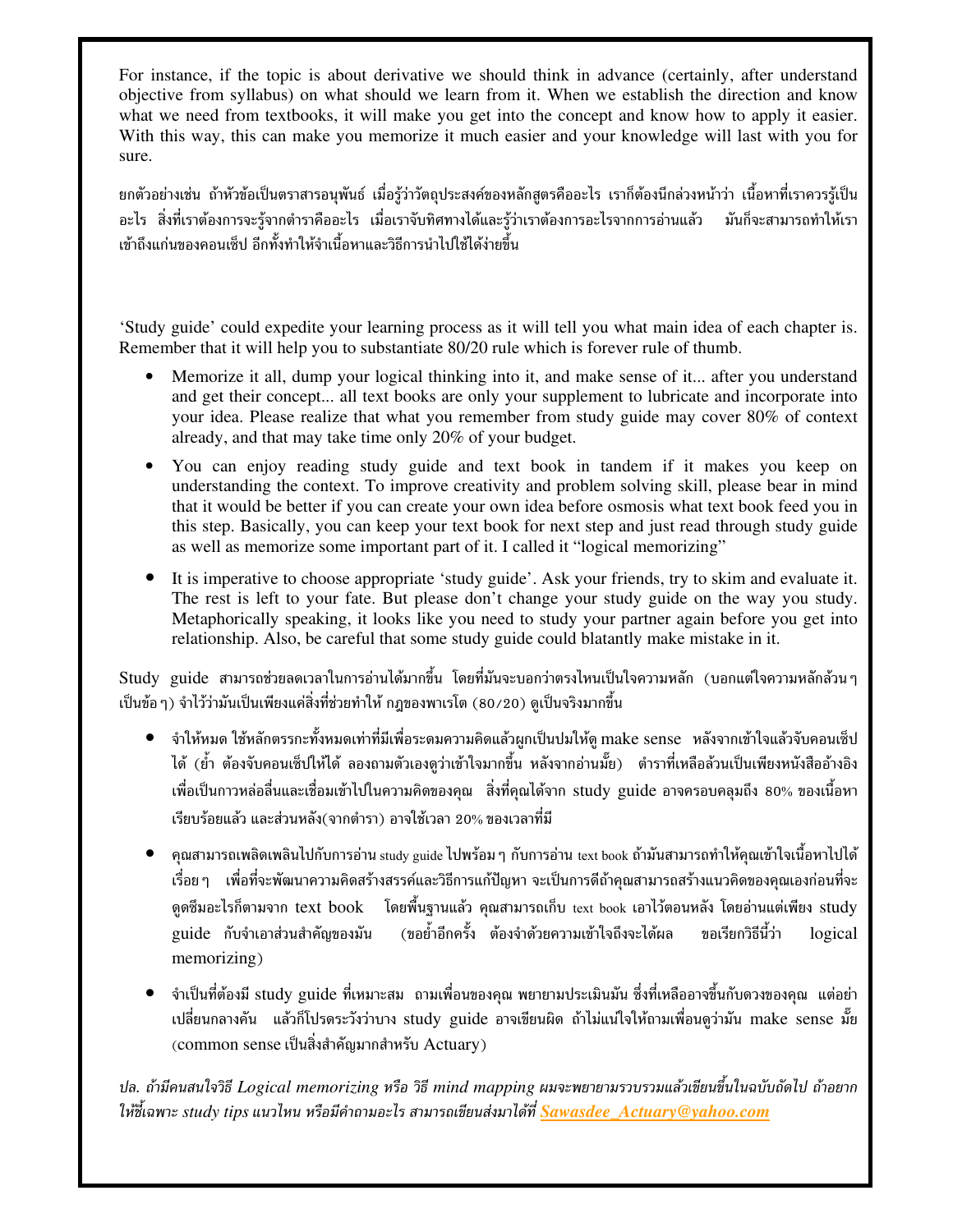For instance, if the topic is about derivative we should think in advance (certainly, after understand objective from syllabus) on what should we learn from it. When we establish the direction and know what we need from textbooks, it will make you get into the concept and know how to apply it easier. With this way, this can make you memorize it much easier and your knowledge will last with you for sure.

ยกตัวอย่างเช่น ถ้าหัวข้อเป็นตราสารอนุพันธ์ เมื่อรู้ว่าวัตถุประสงค์ของหลักสูตรคืออะไร เราก็ต้องนึกล่วงหน้าว่า เนื้อหาที่เราควรรู้เป็นอะไร สิ่งที่เราต้องการจะรู้จากตำราคืออะไร เมื่อเราจับทิศทางได้และรู้ว่าเราต้องการอะไรจากการอ่านแล้ว มันก็จะสามารถทำให้เราเข้าถึงแก่นของคอนเซ็ป อีกทั้งทำให้จำเนื้อหาและวิธีการนำไปใช้ได้ง่ายขึ้น

'Study guide' could expedite your learning process as it will tell you what main idea of each chapter is. Remember that it will help you to substantiate 80/20 rule which is forever rule of thumb.

- Memorize it all, dump your logical thinking into it, and make sense of it... after you understand and get their concept... all text books are only your supplement to lubricate and incorporate into your idea. Please realize that what you remember from study guide may cover 80% of context already, and that may take time only 20% of your budget.
- You can enjoy reading study guide and text book in tandem if it makes you keep on understanding the context. To improve creativity and problem solving skill, please bear in mind that it would be better if you can create your own idea before osmosis what text book feed you in this step. Basically, you can keep your text book for next step and just read through study guide as well as memorize some important part of it. I called it "logical memorizing"
- It is imperative to choose appropriate 'study guide'. Ask your friends, try to skim and evaluate it. The rest is left to your fate. But please don't change your study guide on the way you study. Metaphorically speaking, it looks like you need to study your partner again before you get into relationship. Also, be careful that some study guide could blatantly make mistake in it.

Study guide สามารถช่วยลดเวลาในการอ่านได้มากขึ้น โดยที่มันจะบอกว่าตรงไหนเป็นใจความหลัก (บอกแต่ใจความหลักล้วน ๆ เป็นข้อ ๆ) จำไว้ว่ามันเป็นเพียงแค่สิ่งที่ช่วยทำให้ กฎของพาเรโต (80/20) ดูเป็นจริงมากขึ้น

- จำให้หมด ใช้หลักตรรกะทั้งหมดเท่าที่มีเพื่อระดมความคิดแล้วผูกเป็นปมให้ดู make sense หลังจากเข้าใจแล้วจับคอนเซ็ปได้ (ย้ำ ต้องจับคอนเซ็ปให้ได้ ลองถามตัวเองดูว่าเข้าใจมากขึ้น หลังจากอ่านมั้ย) ตำราที่เหลือล้วนเป็นเพียงหนังสืออ้างอิงเพื่อเป็นกาวหล่อลื่นและเชื่อมเข้าไปในความคิดของคุณ สิ่งที่คุณได้จาก study guide อาจครอบคลุมถึง 80% ของเนื้อหาเรียบร้อยแล้ว และส่วนหลัง(จากตำรา) อาจใช้เวลา 20% ของเวลาที่มี
- คุณสามารถเพลิดเพลินไปกับการอ่าน study guide ไปพร้อม ๆ กับการอ่าน text book ถ้ามันสามารถทำให้คุณเข้าใจเนื้อหาไปได้เรื่อย ๆ เพื่อที่จะพัฒนาความคิดสร้างสรรค์และวิธีการแก้ปัญหา จะเป็นการดีถ้าคุณสามารถสร้างแนวคิดของคุณเองก่อนที่จะดูดซึมอะไรก็ตามจาก text book โดยพื้นฐานแล้ว คุณสามารถเก็บ text book เอาไว้ตอนหลัง โดยอ่านแต่เพียง study guide กับจำเอาส่วนสำคัญของมัน (ขอย้ำอีกครั้ง ต้องจำด้วยความเข้าใจถึงจะได้ผล ขอเรียกวิธีนี้ว่า logical memorizing)
- จำเป็นที่ต้องมี study guide ที่เหมาะสม ถามเพื่อนของคุณ พยายามประเมินมัน ซึ่งที่เหลืออาจขึ้นกับดวงของคุณ แต่อย่าเปลี่ยนกลางคัน แล้วก็โปรดระวังว่าบาง study guide อาจเขียนผิด ถ้าไม่แน่ใจให้ถามเพื่อนดูว่ามัน make sense มั้ย (common sense เป็นสิ่งสำคัญมากสำหรับ Actuary)

*ปล. ถ้ามีคนสนใจวิธี Logical memorizing หรือ วิธี mind mapping ผมจะพยายามรวบรวมแล้วเขียนขึ้นในฉบับถัดไป ถ้าอยากให้ชี้เฉพาะ study tips แนวไหน หรือมีคำถามอะไร สามารถเขียนส่งมาได้ที่* ***Sawasdee_Actuary@yahoo.com***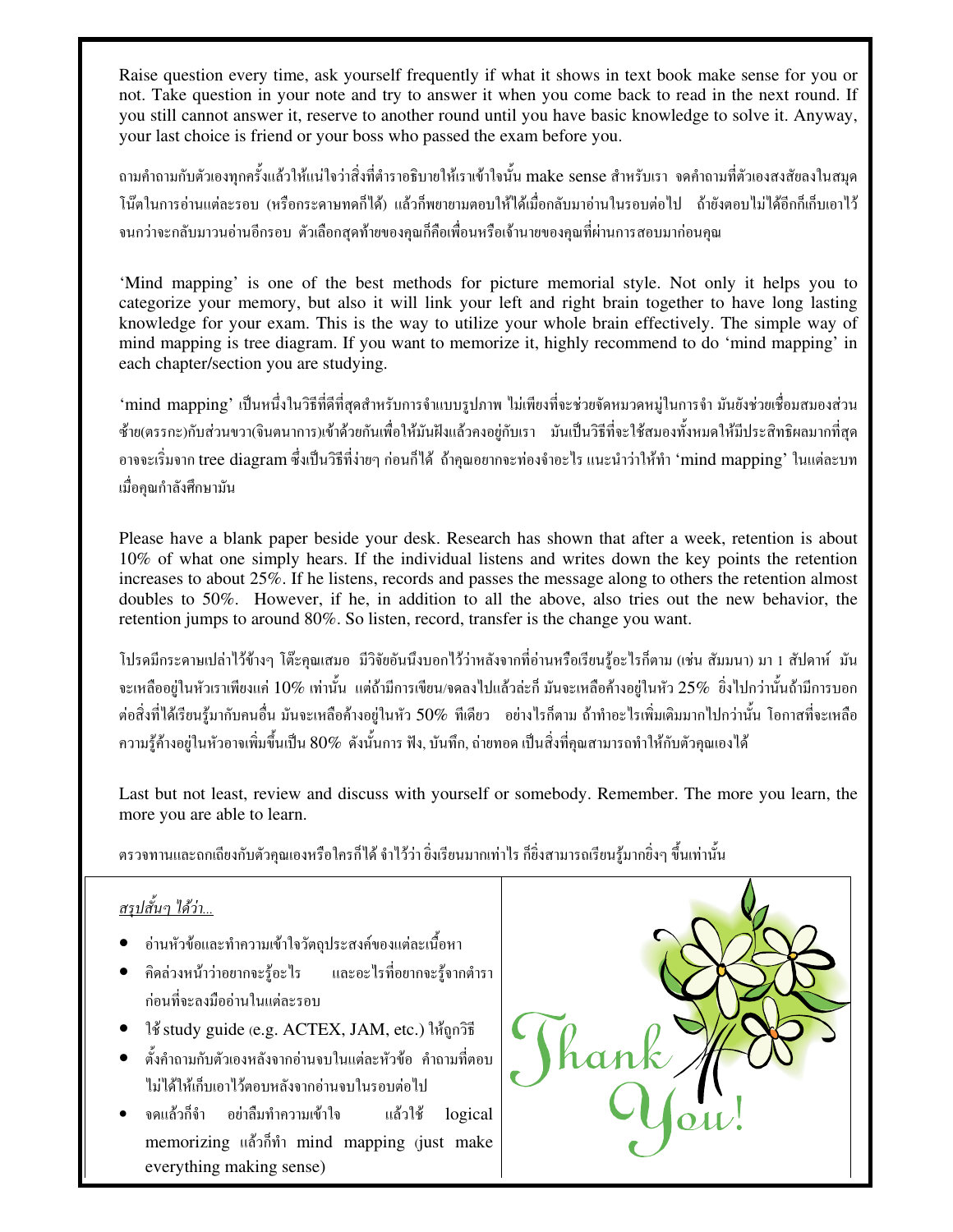Raise question every time, ask yourself frequently if what it shows in text book make sense for you or not. Take question in your note and try to answer it when you come back to read in the next round. If you still cannot answer it, reserve to another round until you have basic knowledge to solve it. Anyway, your last choice is friend or your boss who passed the exam before you.

ถามคำถามกับตัวเองทุกครั้งแล้วให้แน่ใจว่าสิ่งที่ตำราอธิบายให้เราเข้าใจนั้น make sense สำหรับเรา จดคำถามที่ตัวเองสงสัยลงในสมุดโน๊ตในการอ่านแต่ละรอบ (หรือกระดาษทดก็ได้) แล้วก็พยายามตอบให้ได้เมื่อกลับมาอ่านในรอบต่อไป ถ้ายังตอบไม่ได้อีกก็เก็บเอาไว้จนกว่าจะกลับมาวนอ่านอีกรอบ ตัวเลือกสุดท้ายของคุณก็คือเพื่อนหรือเจ้านายของคุณที่ผ่านการสอบมาก่อนคุณ

'Mind mapping' is one of the best methods for picture memorial style. Not only it helps you to categorize your memory, but also it will link your left and right brain together to have long lasting knowledge for your exam. This is the way to utilize your whole brain effectively. The simple way of mind mapping is tree diagram. If you want to memorize it, highly recommend to do 'mind mapping' in each chapter/section you are studying.

'mind mapping' เป็นหนึ่งในวิธีที่ดีที่สุดสำหรับการจำแบบรูปภาพ ไม่เพียงที่จะช่วยจัดหมวดหมู่ในการจำ มันยังช่วยเชื่อมสมองส่วนซ้าย(ตรรกะ)กับส่วนขวา(จินตนาการ)เข้าด้วยกันเพื่อให้มันฝังแล้วคงอยู่กับเรา มันเป็นวิธีที่จะใช้สมองทั้งหมดให้มีประสิทธิผลมากที่สุด อาจจะเริ่มจาก tree diagram ซึ่งเป็นวิธีที่ง่ายๆ ก่อนก็ได้ ถ้าคุณอยากจะท่องจำอะไร แนะนำว่าให้ทำ 'mind mapping' ในแต่ละบทเมื่อคุณกำลังศึกษามัน

Please have a blank paper beside your desk. Research has shown that after a week, retention is about 10% of what one simply hears. If the individual listens and writes down the key points the retention increases to about 25%. If he listens, records and passes the message along to others the retention almost doubles to 50%. However, if he, in addition to all the above, also tries out the new behavior, the retention jumps to around 80%. So listen, record, transfer is the change you want.

โปรดมีกระดาษเปล่าไว้ข้างๆ โต๊ะคุณเสมอ มีวิจัยอันนึงบอกไว้ว่าหลังจากที่อ่านหรือเรียนรู้อะไรก็ตาม (เช่น สัมมนา) มา 1 สัปดาห์ มันจะเหลืออยู่ในหัวเราเพียงแค่ 10% เท่านั้น แต่ถ้ามีการเขียน/จดลงไปแล้วล่ะก็ มันจะเหลือค้างอยู่ในหัว 25% ยิ่งไปกว่านั้นถ้ามีการบอกต่อสิ่งที่ได้เรียนรู้มากับคนอื่น มันจะเหลือค้างอยู่ในหัว 50% ทีเดียว อย่างไรก็ตาม ถ้าทำอะไรเพิ่มเติมมากไปกว่านั้น โอกาสที่จะเหลือความรู้ค้างอยู่ในหัวอาจเพิ่มขึ้นเป็น 80% ดังนั้นการ ฟัง, บันทึก, ถ่ายทอด เป็นสิ่งที่คุณสามารถทำให้กับตัวคุณเองได้

Last but not least, review and discuss with yourself or somebody. Remember. The more you learn, the more you are able to learn.

ตรวจทานและถกเถียงกับตัวคุณเองหรือใครก็ได้ จำไว้ว่า ยิ่งเรียนมากเท่าไร ก็ยิ่งสามารถเรียนรู้มากยิ่งๆ ขึ้นเท่านั้น

*สรุปสั้นๆ ได้ว่า...*

- อ่านหัวข้อและทำความเข้าใจวัตถุประสงค์ของแต่ละเนื้อหา
- คิดล่วงหน้าว่าอยากจะรู้อะไร และอะไรที่อยากจะรู้จากตำรา ก่อนที่จะลงมืออ่านในแต่ละรอบ
- ใช้ study guide (e.g. ACTEX, JAM, etc.) ให้ถูกวิธี
- ตั้งคำถามกับตัวเองหลังจากอ่านจบในแต่ละหัวข้อ คำถามที่ตอบไม่ได้ให้เก็บเอาไว้ตอบหลังจากอ่านจบในรอบต่อไป
- จดแล้วก็จำ อย่าลืมทำความเข้าใจ แล้วใช้ logical memorizing แล้วก็ทำ mind mapping (just make everything making sense)

Thank You!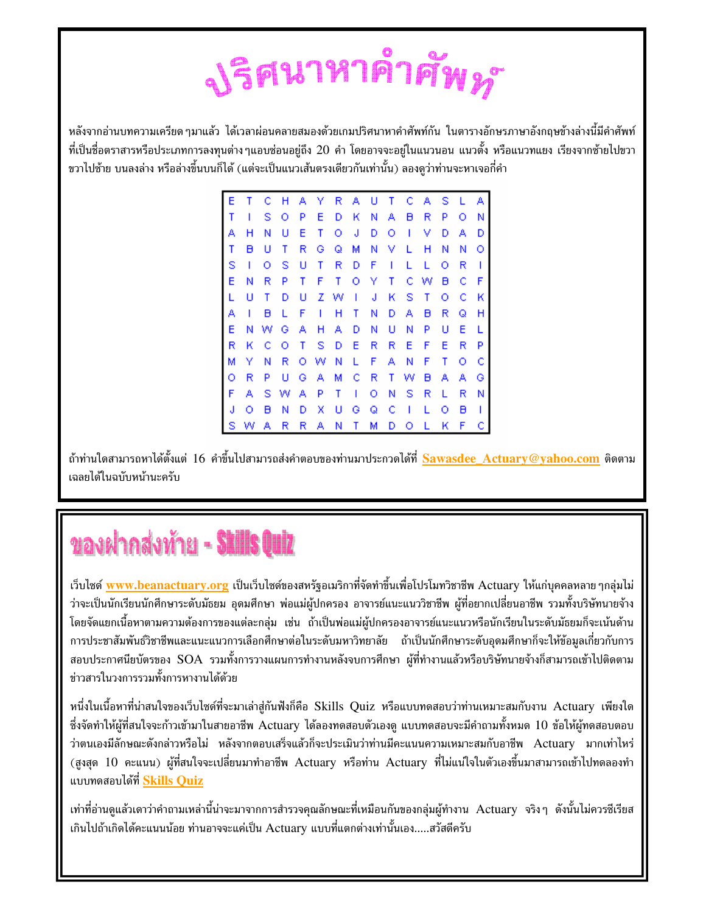# ปริศนาหาคำศัพท์

หลังจากอ่านบทความเครียด ๆมาแล้ว ได้เวลาผ่อนคลายสมองด้วยเกมปริศนาหาคำศัพท์กัน ในตารางอักษรภาษาอังกฤษข้างล่างนี้มีคำศัพท์ที่เป็นชื่อตราสารหรือประเภทการลงทุนต่าง ๆแอบซ่อนอยู่ถึง 20 คำ โดยอาจจะอยู่ในแนวนอน แนวตั้ง หรือแนวทแยง เรียงจากซ้ายไปขวา ขวาไปซ้าย บนลงล่าง หรือล่างขึ้นบนก็ได้ (แต่จะเป็นแนวเส้นตรงเดียวกันเท่านั้น) ลองดูว่าท่านจะหาเจอกี่คำ

| | | | | | | | | | | | | | | |
|---|---|---|---|---|---|---|---|---|---|---|---|---|---|---|
| E | T | C | H | A | Y | R | A | U | T | C | A | S | L | A |
| T | I | S | O | P | E | D | K | N | A | B | R | P | O | N |
| A | H | N | U | E | T | O | J | D | O | I | V | D | A | D |
| T | B | U | T | R | G | Q | M | N | V | L | H | N | N | O |
| S | I | O | S | U | T | R | D | F | I | L | L | O | R | I |
| E | N | R | P | T | F | T | O | Y | T | C | W | B | C | F |
| L | U | T | D | U | Z | W | I | J | K | S | T | O | C | K |
| A | I | B | L | F | I | H | T | N | D | A | B | R | Q | H |
| E | N | W | G | A | H | A | D | N | U | N | P | U | E | L |
| R | K | C | O | T | S | D | E | R | R | E | F | E | R | P |
| M | Y | N | R | O | W | N | L | F | A | N | F | T | O | C |
| O | R | P | U | G | A | M | C | R | T | W | B | A | A | G |
| F | A | S | W | A | P | T | I | O | N | S | R | L | R | N |
| J | O | B | N | D | X | U | G | Q | C | I | L | O | B | I |
| S | W | A | R | R | A | N | T | M | D | O | L | K | F | C |

ถ้าท่านใดสามารถหาได้ตั้งแต่ 16 คำขึ้นไปสามารถส่งคำตอบของท่านมาประกวดได้ที่ Sawasdee_Actuary@yahoo.com ติดตามเฉลยได้ในฉบับหน้านะครับ

## ของฝากส่งท้าย - Skills Quiz

เว็บไซต์ www.beanactuary.org เป็นเว็บไซต์ของสหรัฐอเมริกาที่จัดทำขึ้นเพื่อโปรโมทวิชาชีพ Actuary ให้แก่บุคคลหลาย ๆกลุ่มไม่ว่าจะเป็นนักเรียนนักศึกษาระดับมัธยม อุดมศึกษา พ่อแม่ผู้ปกครอง อาจารย์แนะแนววิชาชีพ ผู้ที่อยากเปลี่ยนอาชีพ รวมทั้งบริษัทนายจ้าง โดยจัดแยกเนื้อหาตามความต้องการของแต่ละกลุ่ม เช่น ถ้าเป็นพ่อแม่ผู้ปกครองอาจารย์แนะแนวหรือนักเรียนในระดับมัธยมก็จะเน้นด้านการประชาสัมพันธ์วิชาชีพและแนะแนวการเลือกศึกษาต่อในระดับมหาวิทยาลัย ถ้าเป็นนักศึกษาระดับอุดมศึกษาก็จะให้ข้อมูลเกี่ยวกับการสอบประกาศนียบัตรของ SOA รวมทั้งการวางแผนการทำงานหลังจบการศึกษา ผู้ที่ทำงานแล้วหรือบริษัทนายจ้างก็สามารถเข้าไปติดตามข่าวสารในวงการรวมทั้งการหางานได้ด้วย

หนึ่งในเนื้อหาที่น่าสนใจของเว็บไซต์ที่จะมาเล่าสู่กันฟังก็คือ Skills Quiz หรือแบบทดสอบว่าท่านเหมาะสมกับงาน Actuary เพียงใด ซึ่งจัดทำให้ผู้ที่สนใจจะก้าวเข้ามาในสายอาชีพ Actuary ได้ลองทดสอบตัวเองดู แบบทดสอบจะมีคำถามทั้งหมด 10 ข้อให้ผู้ทดสอบตอบว่าตนเองมีลักษณะดังกล่าวหรือไม่ หลังจากตอบเสร็จแล้วก็จะประเมินว่าท่านมีคะแนนความเหมาะสมกับอาชีพ Actuary มากเท่าไหร่ (สูงสุด 10 คะแนน) ผู้ที่สนใจจะเปลี่ยนมาทำอาชีพ Actuary หรือท่าน Actuary ที่ไม่แน่ใจในตัวเองขึ้นมาสามารถเข้าไปทดลองทำแบบทดสอบได้ที่ Skills Quiz

เท่าที่อ่านดูแล้วเดาว่าคำถามเหล่านี้น่าจะมาจากการสำรวจคุณลักษณะที่เหมือนกันของกลุ่มผู้ทำงาน Actuary จริง ๆ ดังนั้นไม่ควรซีเรียสเกินไปถ้าเกิดได้คะแนนน้อย ท่านอาจจะแค่เป็น Actuary แบบที่แตกต่างเท่านั้นเอง.....สวัสดีครับ